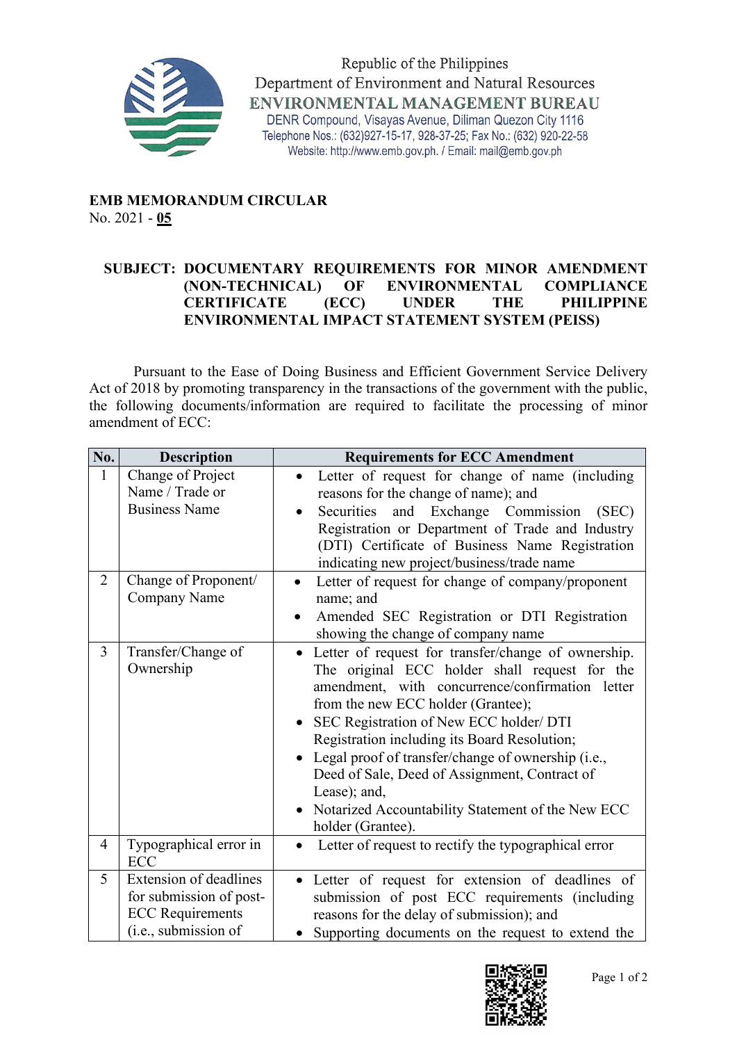Republic of the Philippines
Department of Environment and Natural Resources
**ENVIRONMENTAL MANAGEMENT BUREAU**
DENR Compound, Visayas Avenue, Diliman Quezon City 1116
Telephone Nos.: (632)927-15-17, 928-37-25; Fax No.: (632) 920-22-58
Website: http://www.emb.gov.ph. / Email: mail@emb.gov.ph

**EMB MEMORANDUM CIRCULAR**
No. 2021 - **05**

**SUBJECT: DOCUMENTARY REQUIREMENTS FOR MINOR AMENDMENT (NON-TECHNICAL) OF ENVIRONMENTAL COMPLIANCE CERTIFICATE (ECC) UNDER THE PHILIPPINE ENVIRONMENTAL IMPACT STATEMENT SYSTEM (PEISS)**

Pursuant to the Ease of Doing Business and Efficient Government Service Delivery Act of 2018 by promoting transparency in the transactions of the government with the public, the following documents/information are required to facilitate the processing of minor amendment of ECC:

| No. | Description | Requirements for ECC Amendment |
|---|---|---|
| 1 | Change of Project Name / Trade or Business Name | • Letter of request for change of name (including reasons for the change of name); and<br>• Securities and Exchange Commission (SEC) Registration or Department of Trade and Industry (DTI) Certificate of Business Name Registration indicating new project/business/trade name |
| 2 | Change of Proponent/ Company Name | • Letter of request for change of company/proponent name; and<br>• Amended SEC Registration or DTI Registration showing the change of company name |
| 3 | Transfer/Change of Ownership | • Letter of request for transfer/change of ownership. The original ECC holder shall request for the amendment, with concurrence/confirmation letter from the new ECC holder (Grantee);<br>• SEC Registration of New ECC holder/ DTI Registration including its Board Resolution;<br>• Legal proof of transfer/change of ownership (i.e., Deed of Sale, Deed of Assignment, Contract of Lease); and,<br>• Notarized Accountability Statement of the New ECC holder (Grantee). |
| 4 | Typographical error in ECC | • Letter of request to rectify the typographical error |
| 5 | Extension of deadlines for submission of post-ECC Requirements (i.e., submission of | • Letter of request for extension of deadlines of submission of post ECC requirements (including reasons for the delay of submission); and<br>• Supporting documents on the request to extend the |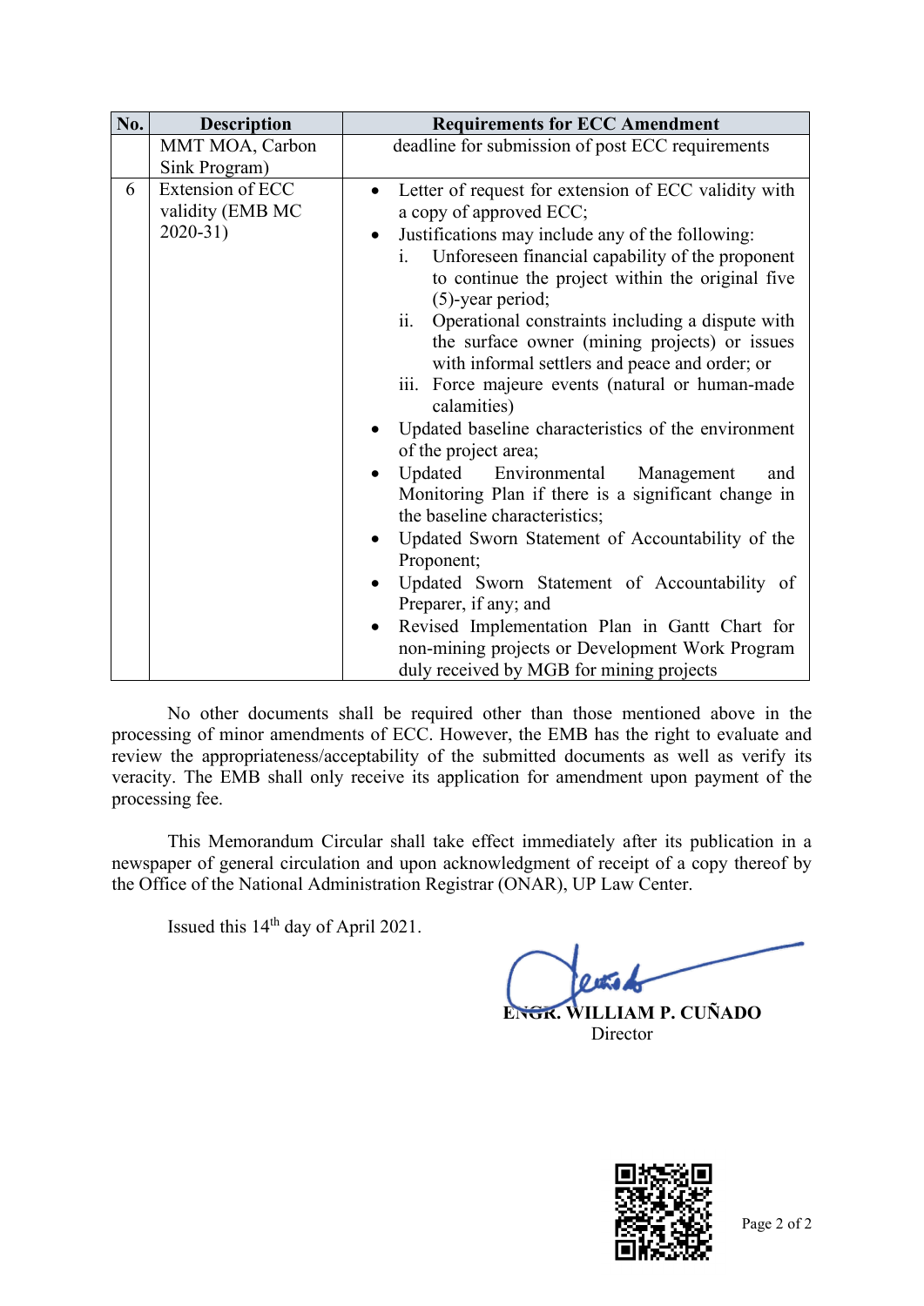| No. | Description | Requirements for ECC Amendment |
|---|---|---|
| | MMT MOA, Carbon Sink Program) | deadline for submission of post ECC requirements |
| 6 | Extension of ECC validity (EMB MC 2020-31) | • Letter of request for extension of ECC validity with a copy of approved ECC;<br>• Justifications may include any of the following:<br>i. Unforeseen financial capability of the proponent to continue the project within the original five (5)-year period;<br>ii. Operational constraints including a dispute with the surface owner (mining projects) or issues with informal settlers and peace and order; or<br>iii. Force majeure events (natural or human-made calamities)<br>• Updated baseline characteristics of the environment of the project area;<br>• Updated Environmental Management and Monitoring Plan if there is a significant change in the baseline characteristics;<br>• Updated Sworn Statement of Accountability of the Proponent;<br>• Updated Sworn Statement of Accountability of Preparer, if any; and<br>• Revised Implementation Plan in Gantt Chart for non-mining projects or Development Work Program duly received by MGB for mining projects |

No other documents shall be required other than those mentioned above in the processing of minor amendments of ECC. However, the EMB has the right to evaluate and review the appropriateness/acceptability of the submitted documents as well as verify its veracity. The EMB shall only receive its application for amendment upon payment of the processing fee.

This Memorandum Circular shall take effect immediately after its publication in a newspaper of general circulation and upon acknowledgment of receipt of a copy thereof by the Office of the National Administration Registrar (ONAR), UP Law Center.

Issued this 14th day of April 2021.

**ENGR. WILLIAM P. CUÑADO**
Director